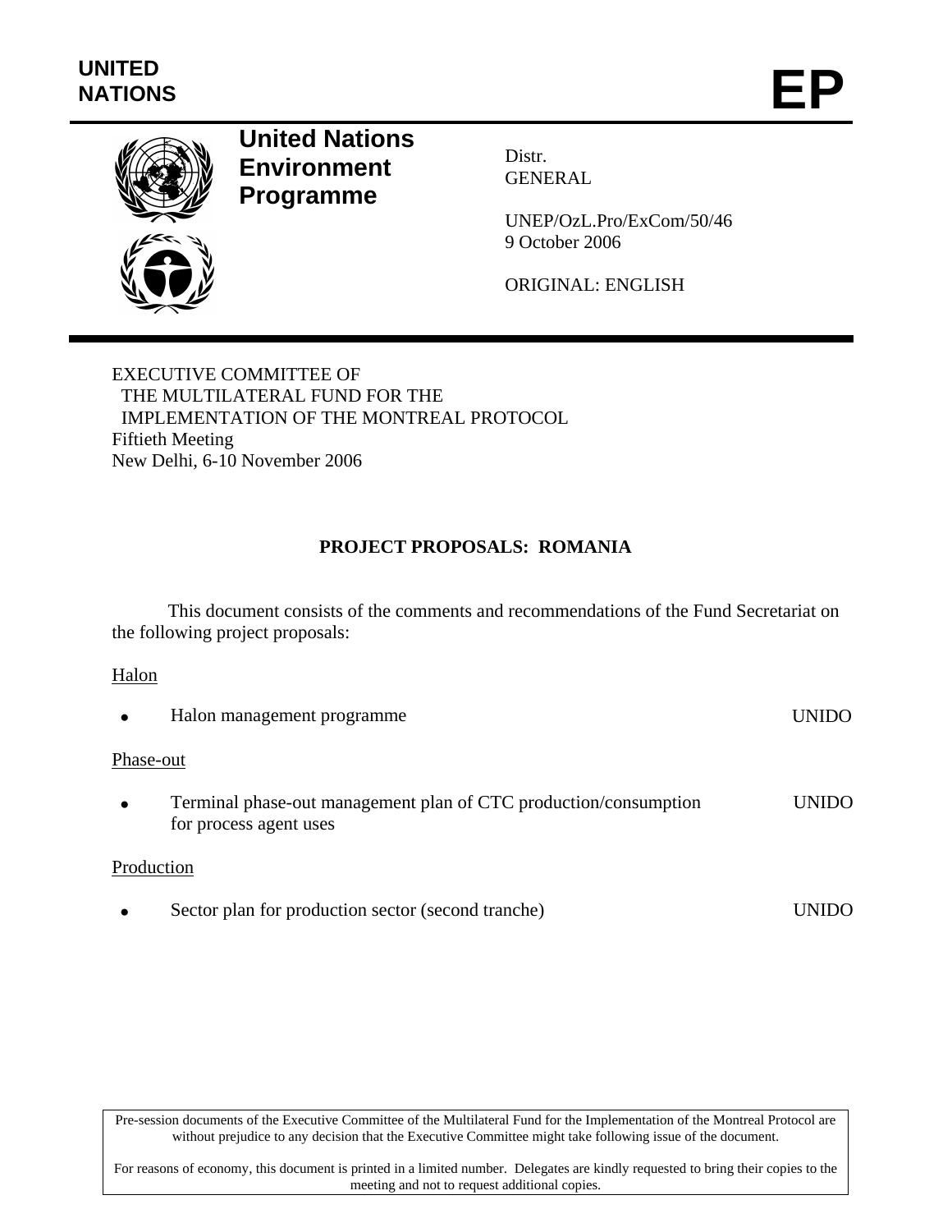UNITED NATIONS

EP

**United Nations Environment Programme**

Distr.
GENERAL

UNEP/OzL.Pro/ExCom/50/46
9 October 2006

ORIGINAL: ENGLISH

EXECUTIVE COMMITTEE OF
THE MULTILATERAL FUND FOR THE
IMPLEMENTATION OF THE MONTREAL PROTOCOL
Fiftieth Meeting
New Delhi, 6-10 November 2006

## PROJECT PROPOSALS: ROMANIA

This document consists of the comments and recommendations of the Fund Secretariat on the following project proposals:

Halon

- Halon management programme — UNIDO

Phase-out

- Terminal phase-out management plan of CTC production/consumption for process agent uses — UNIDO

Production

- Sector plan for production sector (second tranche) — UNIDO

Pre-session documents of the Executive Committee of the Multilateral Fund for the Implementation of the Montreal Protocol are without prejudice to any decision that the Executive Committee might take following issue of the document.

For reasons of economy, this document is printed in a limited number. Delegates are kindly requested to bring their copies to the meeting and not to request additional copies.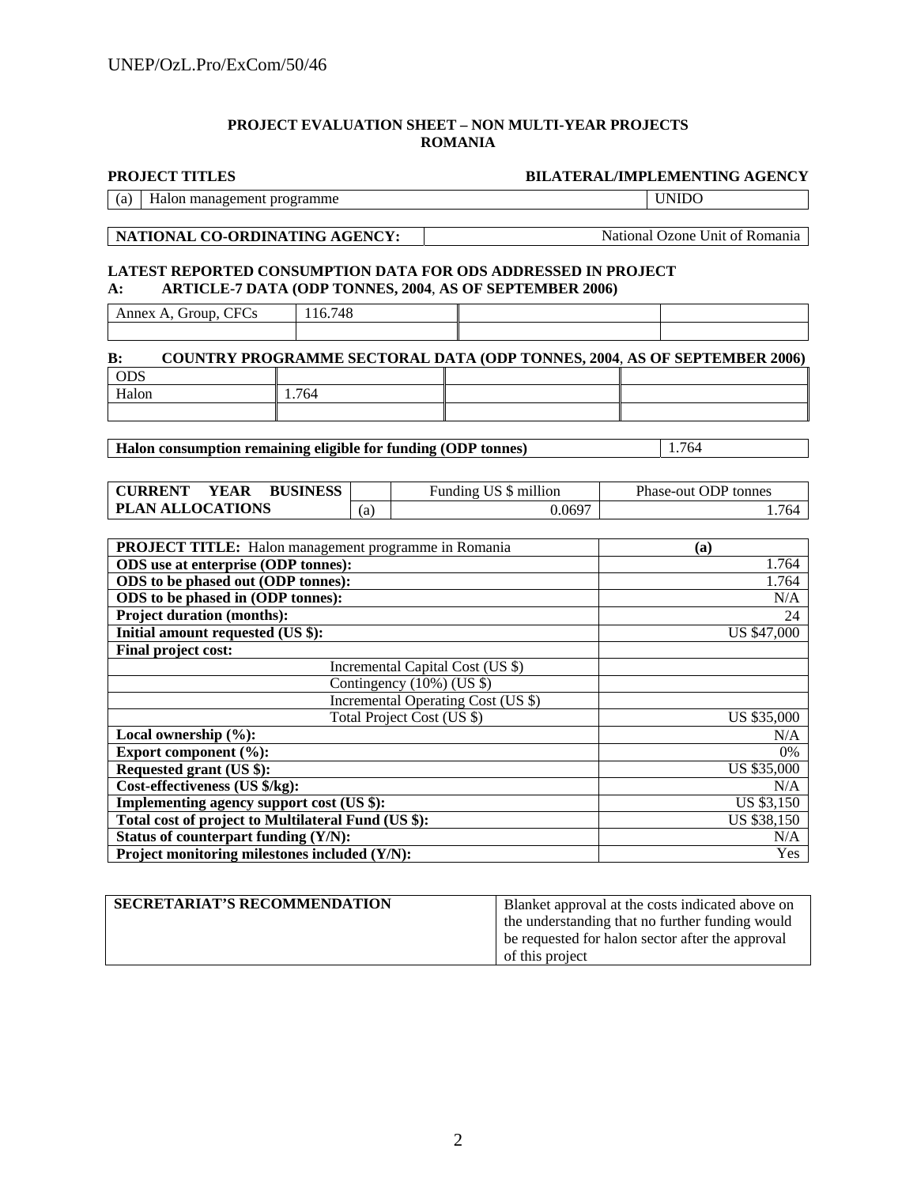**PROJECT EVALUATION SHEET – NON MULTI-YEAR PROJECTS**
**ROMANIA**

| **PROJECT TITLES** | **BILATERAL/IMPLEMENTING AGENCY** |
|---|---|
| (a) Halon management programme | UNIDO |

| **NATIONAL CO-ORDINATING AGENCY:** | National Ozone Unit of Romania |
|---|---|

**LATEST REPORTED CONSUMPTION DATA FOR ODS ADDRESSED IN PROJECT**
**A: ARTICLE-7 DATA (ODP TONNES, 2004, AS OF SEPTEMBER 2006)**

| Annex A, Group, CFCs | 116.748 | | |
|---|---|---|---|
| | | | |

**B: COUNTRY PROGRAMME SECTORAL DATA (ODP TONNES, 2004, AS OF SEPTEMBER 2006)**

| ODS | | | |
|---|---|---|---|
| Halon | 1.764 | | |
| | | | |

| **Halon consumption remaining eligible for funding (ODP tonnes)** | 1.764 |
|---|---|

| **CURRENT YEAR BUSINESS PLAN ALLOCATIONS** | | Funding US $ million | Phase-out ODP tonnes |
|---|---|---|---|
| | (a) | 0.0697 | 1.764 |

| **PROJECT TITLE:** Halon management programme in Romania | **(a)** |
|---|---|
| **ODS use at enterprise (ODP tonnes):** | 1.764 |
| **ODS to be phased out (ODP tonnes):** | 1.764 |
| **ODS to be phased in (ODP tonnes):** | N/A |
| **Project duration (months):** | 24 |
| **Initial amount requested (US $):** | US $47,000 |
| **Final project cost:** | |
| Incremental Capital Cost (US $) | |
| Contingency (10%) (US $) | |
| Incremental Operating Cost (US $) | |
| Total Project Cost (US $) | US $35,000 |
| **Local ownership (%):** | N/A |
| **Export component (%):** | 0% |
| **Requested grant (US $):** | US $35,000 |
| **Cost-effectiveness (US $/kg):** | N/A |
| **Implementing agency support cost (US $):** | US $3,150 |
| **Total cost of project to Multilateral Fund (US $):** | US $38,150 |
| **Status of counterpart funding (Y/N):** | N/A |
| **Project monitoring milestones included (Y/N):** | Yes |

| **SECRETARIAT'S RECOMMENDATION** | Blanket approval at the costs indicated above on the understanding that no further funding would be requested for halon sector after the approval of this project |
|---|---|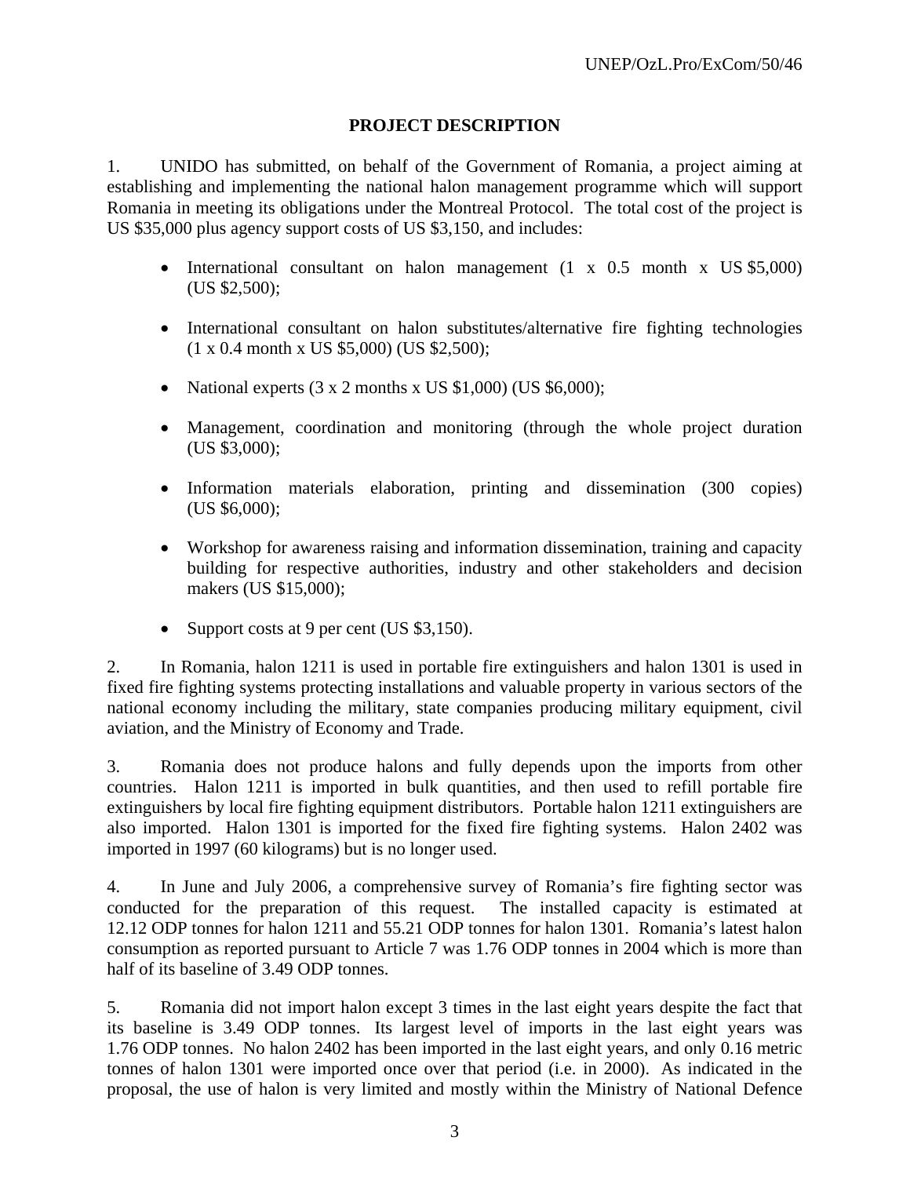## PROJECT DESCRIPTION

1. UNIDO has submitted, on behalf of the Government of Romania, a project aiming at establishing and implementing the national halon management programme which will support Romania in meeting its obligations under the Montreal Protocol. The total cost of the project is US $35,000 plus agency support costs of US $3,150, and includes:

- International consultant on halon management (1 x 0.5 month x US $5,000) (US $2,500);
- International consultant on halon substitutes/alternative fire fighting technologies (1 x 0.4 month x US $5,000) (US $2,500);
- National experts (3 x 2 months x US $1,000) (US $6,000);
- Management, coordination and monitoring (through the whole project duration (US $3,000);
- Information materials elaboration, printing and dissemination (300 copies) (US $6,000);
- Workshop for awareness raising and information dissemination, training and capacity building for respective authorities, industry and other stakeholders and decision makers (US $15,000);
- Support costs at 9 per cent (US $3,150).

2. In Romania, halon 1211 is used in portable fire extinguishers and halon 1301 is used in fixed fire fighting systems protecting installations and valuable property in various sectors of the national economy including the military, state companies producing military equipment, civil aviation, and the Ministry of Economy and Trade.

3. Romania does not produce halons and fully depends upon the imports from other countries. Halon 1211 is imported in bulk quantities, and then used to refill portable fire extinguishers by local fire fighting equipment distributors. Portable halon 1211 extinguishers are also imported. Halon 1301 is imported for the fixed fire fighting systems. Halon 2402 was imported in 1997 (60 kilograms) but is no longer used.

4. In June and July 2006, a comprehensive survey of Romania's fire fighting sector was conducted for the preparation of this request. The installed capacity is estimated at 12.12 ODP tonnes for halon 1211 and 55.21 ODP tonnes for halon 1301. Romania's latest halon consumption as reported pursuant to Article 7 was 1.76 ODP tonnes in 2004 which is more than half of its baseline of 3.49 ODP tonnes.

5. Romania did not import halon except 3 times in the last eight years despite the fact that its baseline is 3.49 ODP tonnes. Its largest level of imports in the last eight years was 1.76 ODP tonnes. No halon 2402 has been imported in the last eight years, and only 0.16 metric tonnes of halon 1301 were imported once over that period (i.e. in 2000). As indicated in the proposal, the use of halon is very limited and mostly within the Ministry of National Defence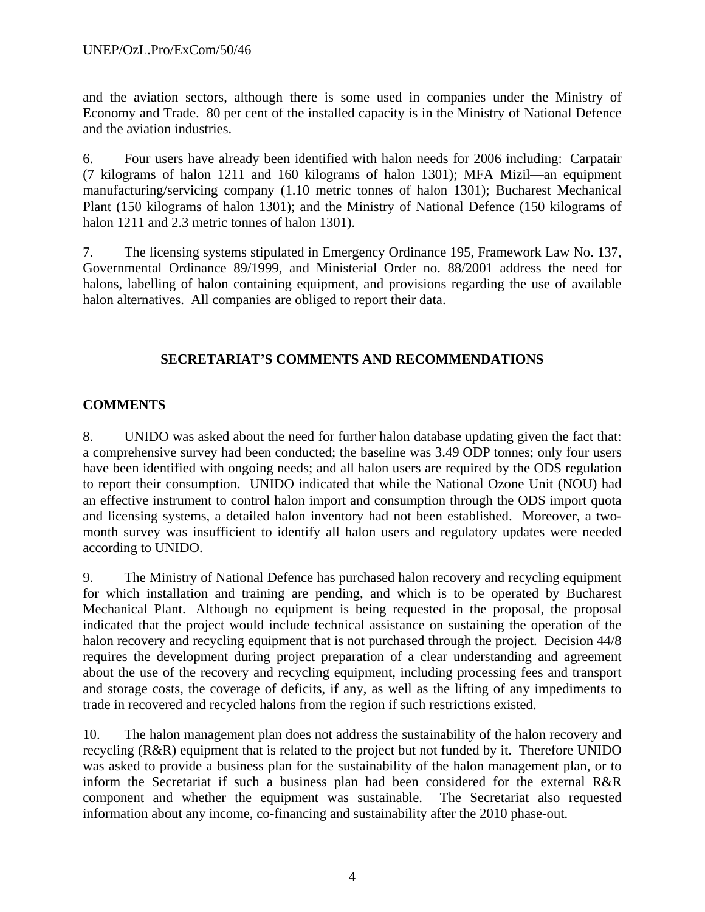and the aviation sectors, although there is some used in companies under the Ministry of Economy and Trade. 80 per cent of the installed capacity is in the Ministry of National Defence and the aviation industries.

6. Four users have already been identified with halon needs for 2006 including: Carpatair (7 kilograms of halon 1211 and 160 kilograms of halon 1301); MFA Mizil—an equipment manufacturing/servicing company (1.10 metric tonnes of halon 1301); Bucharest Mechanical Plant (150 kilograms of halon 1301); and the Ministry of National Defence (150 kilograms of halon 1211 and 2.3 metric tonnes of halon 1301).

7. The licensing systems stipulated in Emergency Ordinance 195, Framework Law No. 137, Governmental Ordinance 89/1999, and Ministerial Order no. 88/2001 address the need for halons, labelling of halon containing equipment, and provisions regarding the use of available halon alternatives. All companies are obliged to report their data.

## SECRETARIAT'S COMMENTS AND RECOMMENDATIONS

### COMMENTS

8. UNIDO was asked about the need for further halon database updating given the fact that: a comprehensive survey had been conducted; the baseline was 3.49 ODP tonnes; only four users have been identified with ongoing needs; and all halon users are required by the ODS regulation to report their consumption. UNIDO indicated that while the National Ozone Unit (NOU) had an effective instrument to control halon import and consumption through the ODS import quota and licensing systems, a detailed halon inventory had not been established. Moreover, a two-month survey was insufficient to identify all halon users and regulatory updates were needed according to UNIDO.

9. The Ministry of National Defence has purchased halon recovery and recycling equipment for which installation and training are pending, and which is to be operated by Bucharest Mechanical Plant. Although no equipment is being requested in the proposal, the proposal indicated that the project would include technical assistance on sustaining the operation of the halon recovery and recycling equipment that is not purchased through the project. Decision 44/8 requires the development during project preparation of a clear understanding and agreement about the use of the recovery and recycling equipment, including processing fees and transport and storage costs, the coverage of deficits, if any, as well as the lifting of any impediments to trade in recovered and recycled halons from the region if such restrictions existed.

10. The halon management plan does not address the sustainability of the halon recovery and recycling (R&R) equipment that is related to the project but not funded by it. Therefore UNIDO was asked to provide a business plan for the sustainability of the halon management plan, or to inform the Secretariat if such a business plan had been considered for the external R&R component and whether the equipment was sustainable. The Secretariat also requested information about any income, co-financing and sustainability after the 2010 phase-out.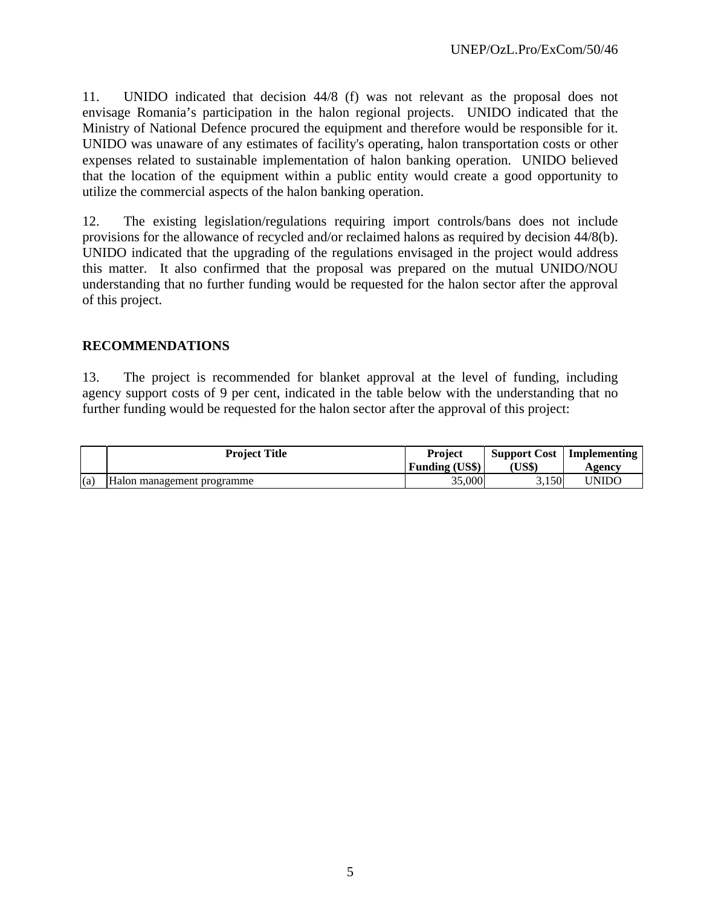11. UNIDO indicated that decision 44/8 (f) was not relevant as the proposal does not envisage Romania's participation in the halon regional projects. UNIDO indicated that the Ministry of National Defence procured the equipment and therefore would be responsible for it. UNIDO was unaware of any estimates of facility's operating, halon transportation costs or other expenses related to sustainable implementation of halon banking operation. UNIDO believed that the location of the equipment within a public entity would create a good opportunity to utilize the commercial aspects of the halon banking operation.

12. The existing legislation/regulations requiring import controls/bans does not include provisions for the allowance of recycled and/or reclaimed halons as required by decision 44/8(b). UNIDO indicated that the upgrading of the regulations envisaged in the project would address this matter. It also confirmed that the proposal was prepared on the mutual UNIDO/NOU understanding that no further funding would be requested for the halon sector after the approval of this project.

## RECOMMENDATIONS

13. The project is recommended for blanket approval at the level of funding, including agency support costs of 9 per cent, indicated in the table below with the understanding that no further funding would be requested for the halon sector after the approval of this project:

| | Project Title | Project Funding (US$) | Support Cost (US$) | Implementing Agency |
|---|---|---|---|---|
| (a) | Halon management programme | 35,000 | 3,150 | UNIDO |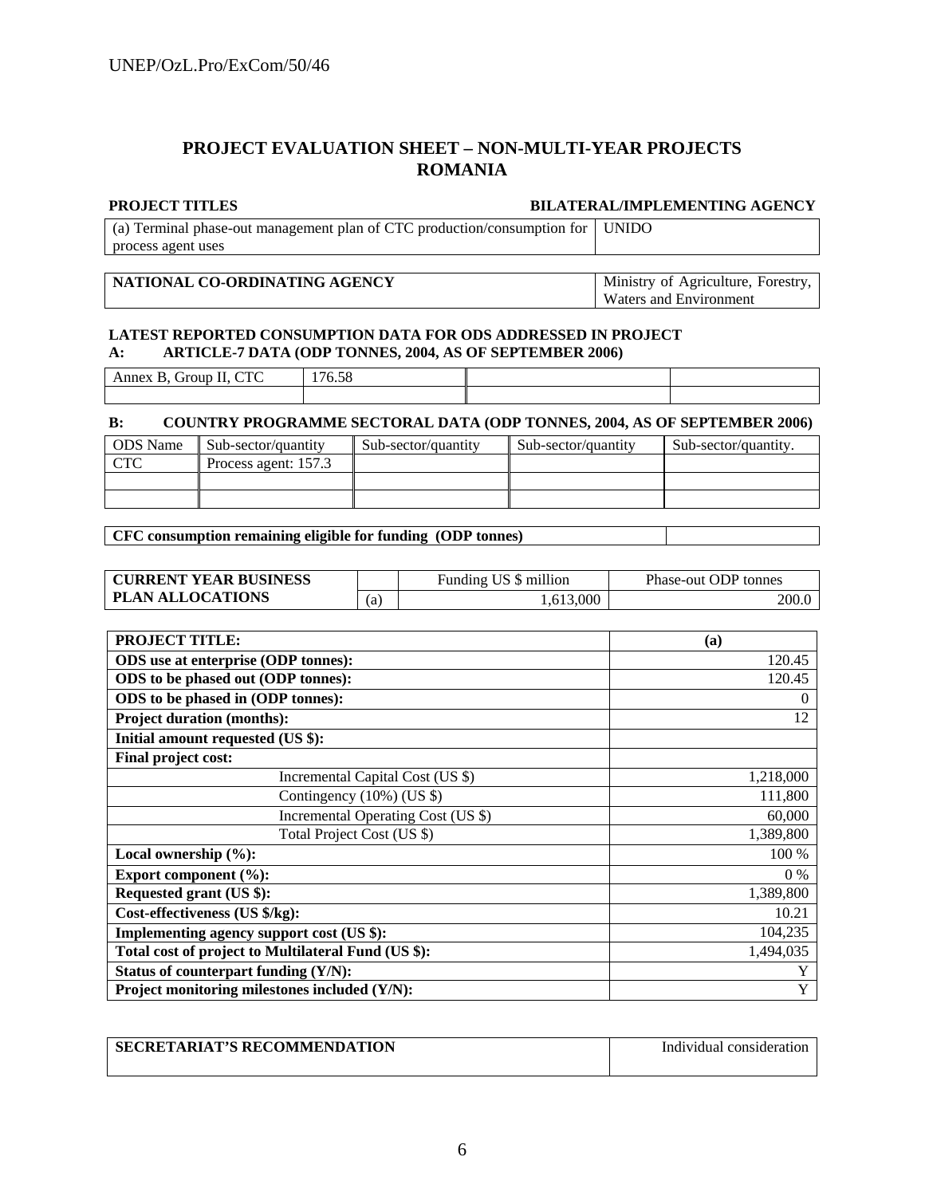## PROJECT EVALUATION SHEET – NON-MULTI-YEAR PROJECTS
## ROMANIA

| PROJECT TITLES | BILATERAL/IMPLEMENTING AGENCY |
|---|---|
| (a) Terminal phase-out management plan of CTC production/consumption for process agent uses | UNIDO |

| NATIONAL CO-ORDINATING AGENCY | Ministry of Agriculture, Forestry, Waters and Environment |
|---|---|

**LATEST REPORTED CONSUMPTION DATA FOR ODS ADDRESSED IN PROJECT**

**A: ARTICLE-7 DATA (ODP TONNES, 2004, AS OF SEPTEMBER 2006)**

| Annex B, Group II, CTC | 176.58 | | |
|---|---|---|---|
| | | | |

**B: COUNTRY PROGRAMME SECTORAL DATA (ODP TONNES, 2004, AS OF SEPTEMBER 2006)**

| ODS Name | Sub-sector/quantity | Sub-sector/quantity | Sub-sector/quantity | Sub-sector/quantity. |
|---|---|---|---|---|
| CTC | Process agent: 157.3 | | | |
| | | | | |
| | | | | |

| CFC consumption remaining eligible for funding (ODP tonnes) | |
|---|---|

| CURRENT YEAR BUSINESS PLAN ALLOCATIONS | | Funding US $ million | Phase-out ODP tonnes |
|---|---|---|---|
| | (a) | 1,613,000 | 200.0 |

| PROJECT TITLE: | (a) |
|---|---|
| **ODS use at enterprise (ODP tonnes):** | 120.45 |
| **ODS to be phased out (ODP tonnes):** | 120.45 |
| **ODS to be phased in (ODP tonnes):** | 0 |
| **Project duration (months):** | 12 |
| **Initial amount requested (US $):** | |
| **Final project cost:** | |
| Incremental Capital Cost (US $) | 1,218,000 |
| Contingency (10%) (US $) | 111,800 |
| Incremental Operating Cost (US $) | 60,000 |
| Total Project Cost (US $) | 1,389,800 |
| **Local ownership (%):** | 100 % |
| **Export component (%):** | 0 % |
| **Requested grant (US $):** | 1,389,800 |
| **Cost-effectiveness (US $/kg):** | 10.21 |
| **Implementing agency support cost (US $):** | 104,235 |
| **Total cost of project to Multilateral Fund (US $):** | 1,494,035 |
| **Status of counterpart funding (Y/N):** | Y |
| **Project monitoring milestones included (Y/N):** | Y |

| SECRETARIAT'S RECOMMENDATION | Individual consideration |
|---|---|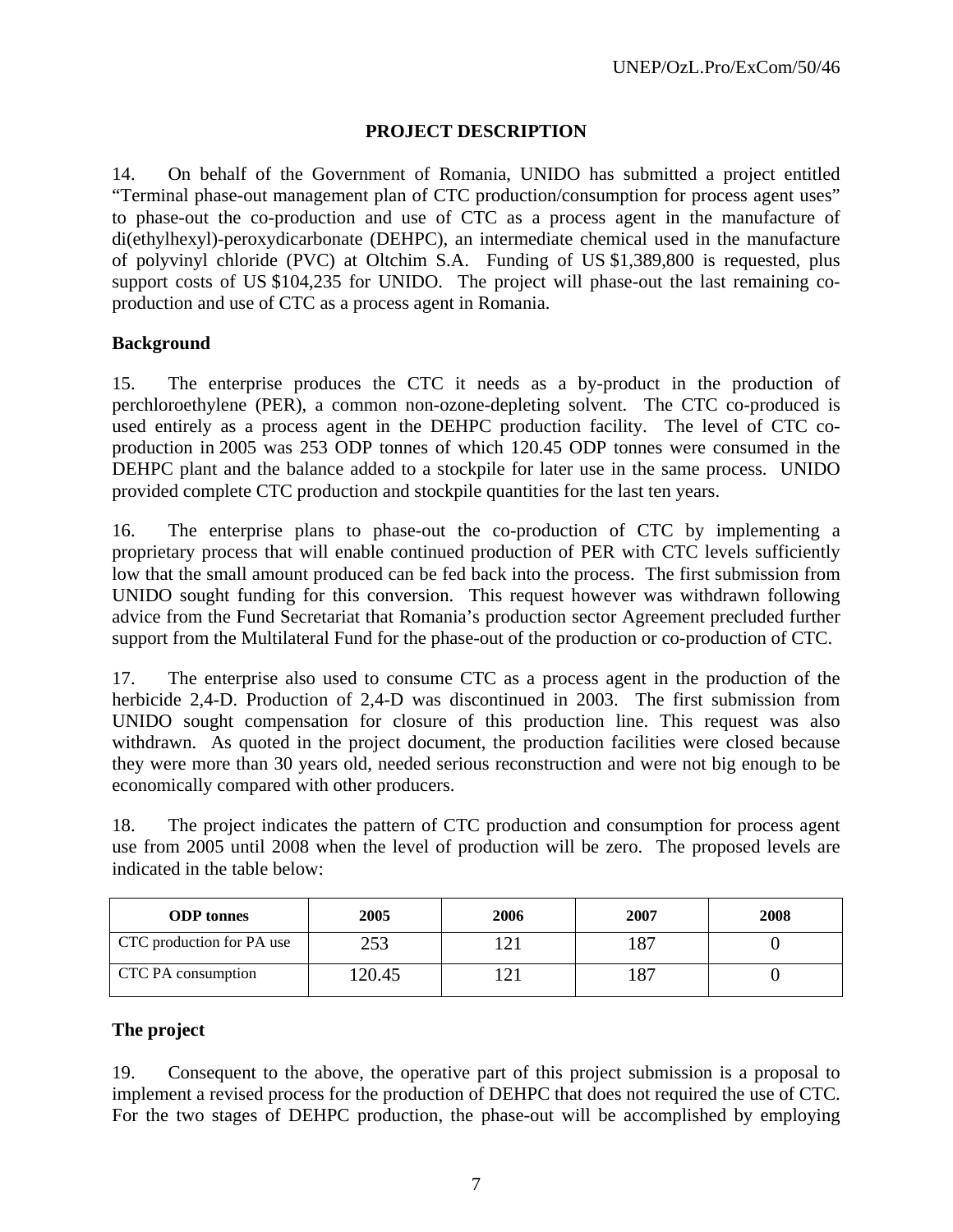## PROJECT DESCRIPTION

14. On behalf of the Government of Romania, UNIDO has submitted a project entitled "Terminal phase-out management plan of CTC production/consumption for process agent uses" to phase-out the co-production and use of CTC as a process agent in the manufacture of di(ethylhexyl)-peroxydicarbonate (DEHPC), an intermediate chemical used in the manufacture of polyvinyl chloride (PVC) at Oltchim S.A. Funding of US $1,389,800 is requested, plus support costs of US $104,235 for UNIDO. The project will phase-out the last remaining co-production and use of CTC as a process agent in Romania.

### Background

15. The enterprise produces the CTC it needs as a by-product in the production of perchloroethylene (PER), a common non-ozone-depleting solvent. The CTC co-produced is used entirely as a process agent in the DEHPC production facility. The level of CTC co-production in 2005 was 253 ODP tonnes of which 120.45 ODP tonnes were consumed in the DEHPC plant and the balance added to a stockpile for later use in the same process. UNIDO provided complete CTC production and stockpile quantities for the last ten years.

16. The enterprise plans to phase-out the co-production of CTC by implementing a proprietary process that will enable continued production of PER with CTC levels sufficiently low that the small amount produced can be fed back into the process. The first submission from UNIDO sought funding for this conversion. This request however was withdrawn following advice from the Fund Secretariat that Romania's production sector Agreement precluded further support from the Multilateral Fund for the phase-out of the production or co-production of CTC.

17. The enterprise also used to consume CTC as a process agent in the production of the herbicide 2,4-D. Production of 2,4-D was discontinued in 2003. The first submission from UNIDO sought compensation for closure of this production line. This request was also withdrawn. As quoted in the project document, the production facilities were closed because they were more than 30 years old, needed serious reconstruction and were not big enough to be economically compared with other producers.

18. The project indicates the pattern of CTC production and consumption for process agent use from 2005 until 2008 when the level of production will be zero. The proposed levels are indicated in the table below:

| ODP tonnes | 2005 | 2006 | 2007 | 2008 |
|---|---|---|---|---|
| CTC production for PA use | 253 | 121 | 187 | 0 |
| CTC PA consumption | 120.45 | 121 | 187 | 0 |

### The project

19. Consequent to the above, the operative part of this project submission is a proposal to implement a revised process for the production of DEHPC that does not required the use of CTC. For the two stages of DEHPC production, the phase-out will be accomplished by employing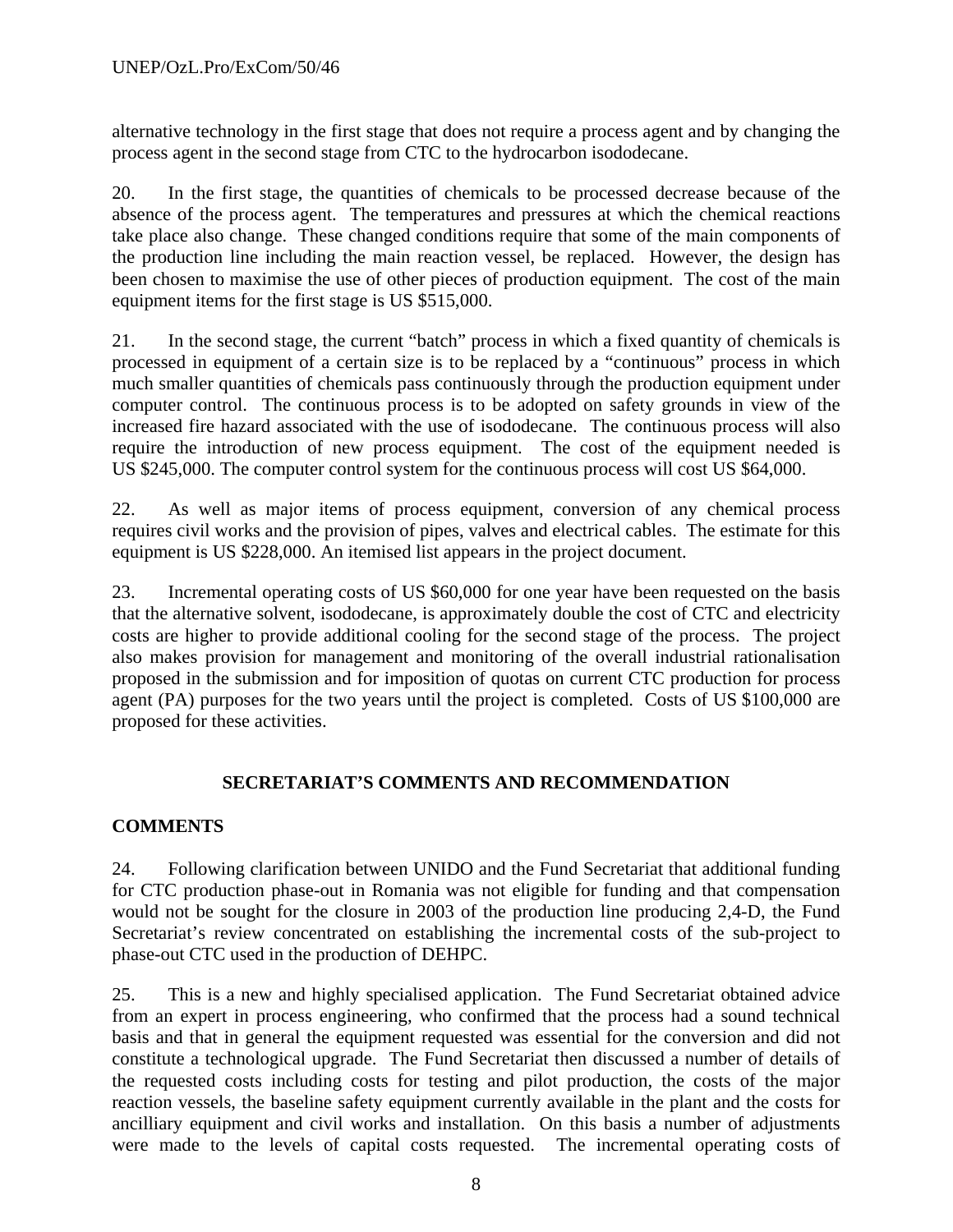alternative technology in the first stage that does not require a process agent and by changing the process agent in the second stage from CTC to the hydrocarbon isododecane.

20. In the first stage, the quantities of chemicals to be processed decrease because of the absence of the process agent. The temperatures and pressures at which the chemical reactions take place also change. These changed conditions require that some of the main components of the production line including the main reaction vessel, be replaced. However, the design has been chosen to maximise the use of other pieces of production equipment. The cost of the main equipment items for the first stage is US $515,000.

21. In the second stage, the current "batch" process in which a fixed quantity of chemicals is processed in equipment of a certain size is to be replaced by a "continuous" process in which much smaller quantities of chemicals pass continuously through the production equipment under computer control. The continuous process is to be adopted on safety grounds in view of the increased fire hazard associated with the use of isododecane. The continuous process will also require the introduction of new process equipment. The cost of the equipment needed is US $245,000. The computer control system for the continuous process will cost US $64,000.

22. As well as major items of process equipment, conversion of any chemical process requires civil works and the provision of pipes, valves and electrical cables. The estimate for this equipment is US $228,000. An itemised list appears in the project document.

23. Incremental operating costs of US $60,000 for one year have been requested on the basis that the alternative solvent, isododecane, is approximately double the cost of CTC and electricity costs are higher to provide additional cooling for the second stage of the process. The project also makes provision for management and monitoring of the overall industrial rationalisation proposed in the submission and for imposition of quotas on current CTC production for process agent (PA) purposes for the two years until the project is completed. Costs of US $100,000 are proposed for these activities.

## SECRETARIAT'S COMMENTS AND RECOMMENDATION

### COMMENTS

24. Following clarification between UNIDO and the Fund Secretariat that additional funding for CTC production phase-out in Romania was not eligible for funding and that compensation would not be sought for the closure in 2003 of the production line producing 2,4-D, the Fund Secretariat's review concentrated on establishing the incremental costs of the sub-project to phase-out CTC used in the production of DEHPC.

25. This is a new and highly specialised application. The Fund Secretariat obtained advice from an expert in process engineering, who confirmed that the process had a sound technical basis and that in general the equipment requested was essential for the conversion and did not constitute a technological upgrade. The Fund Secretariat then discussed a number of details of the requested costs including costs for testing and pilot production, the costs of the major reaction vessels, the baseline safety equipment currently available in the plant and the costs for ancilliary equipment and civil works and installation. On this basis a number of adjustments were made to the levels of capital costs requested. The incremental operating costs of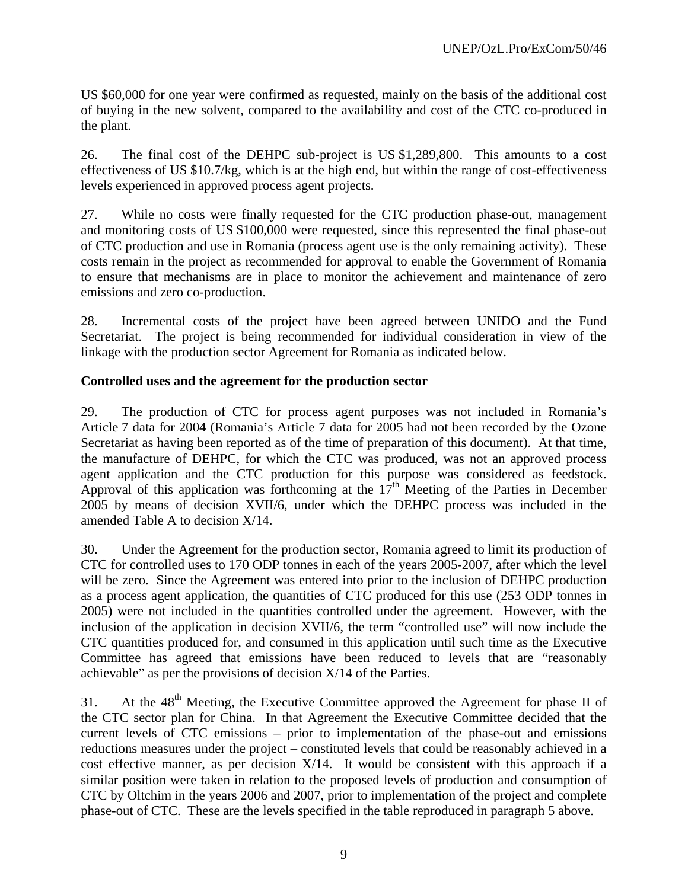US $60,000 for one year were confirmed as requested, mainly on the basis of the additional cost of buying in the new solvent, compared to the availability and cost of the CTC co-produced in the plant.

26. The final cost of the DEHPC sub-project is US $1,289,800. This amounts to a cost effectiveness of US $10.7/kg, which is at the high end, but within the range of cost-effectiveness levels experienced in approved process agent projects.

27. While no costs were finally requested for the CTC production phase-out, management and monitoring costs of US $100,000 were requested, since this represented the final phase-out of CTC production and use in Romania (process agent use is the only remaining activity). These costs remain in the project as recommended for approval to enable the Government of Romania to ensure that mechanisms are in place to monitor the achievement and maintenance of zero emissions and zero co-production.

28. Incremental costs of the project have been agreed between UNIDO and the Fund Secretariat. The project is being recommended for individual consideration in view of the linkage with the production sector Agreement for Romania as indicated below.

**Controlled uses and the agreement for the production sector**

29. The production of CTC for process agent purposes was not included in Romania's Article 7 data for 2004 (Romania's Article 7 data for 2005 had not been recorded by the Ozone Secretariat as having been reported as of the time of preparation of this document). At that time, the manufacture of DEHPC, for which the CTC was produced, was not an approved process agent application and the CTC production for this purpose was considered as feedstock. Approval of this application was forthcoming at the 17th Meeting of the Parties in December 2005 by means of decision XVII/6, under which the DEHPC process was included in the amended Table A to decision X/14.

30. Under the Agreement for the production sector, Romania agreed to limit its production of CTC for controlled uses to 170 ODP tonnes in each of the years 2005-2007, after which the level will be zero. Since the Agreement was entered into prior to the inclusion of DEHPC production as a process agent application, the quantities of CTC produced for this use (253 ODP tonnes in 2005) were not included in the quantities controlled under the agreement. However, with the inclusion of the application in decision XVII/6, the term "controlled use" will now include the CTC quantities produced for, and consumed in this application until such time as the Executive Committee has agreed that emissions have been reduced to levels that are "reasonably achievable" as per the provisions of decision X/14 of the Parties.

31. At the 48th Meeting, the Executive Committee approved the Agreement for phase II of the CTC sector plan for China. In that Agreement the Executive Committee decided that the current levels of CTC emissions – prior to implementation of the phase-out and emissions reductions measures under the project – constituted levels that could be reasonably achieved in a cost effective manner, as per decision X/14. It would be consistent with this approach if a similar position were taken in relation to the proposed levels of production and consumption of CTC by Oltchim in the years 2006 and 2007, prior to implementation of the project and complete phase-out of CTC. These are the levels specified in the table reproduced in paragraph 5 above.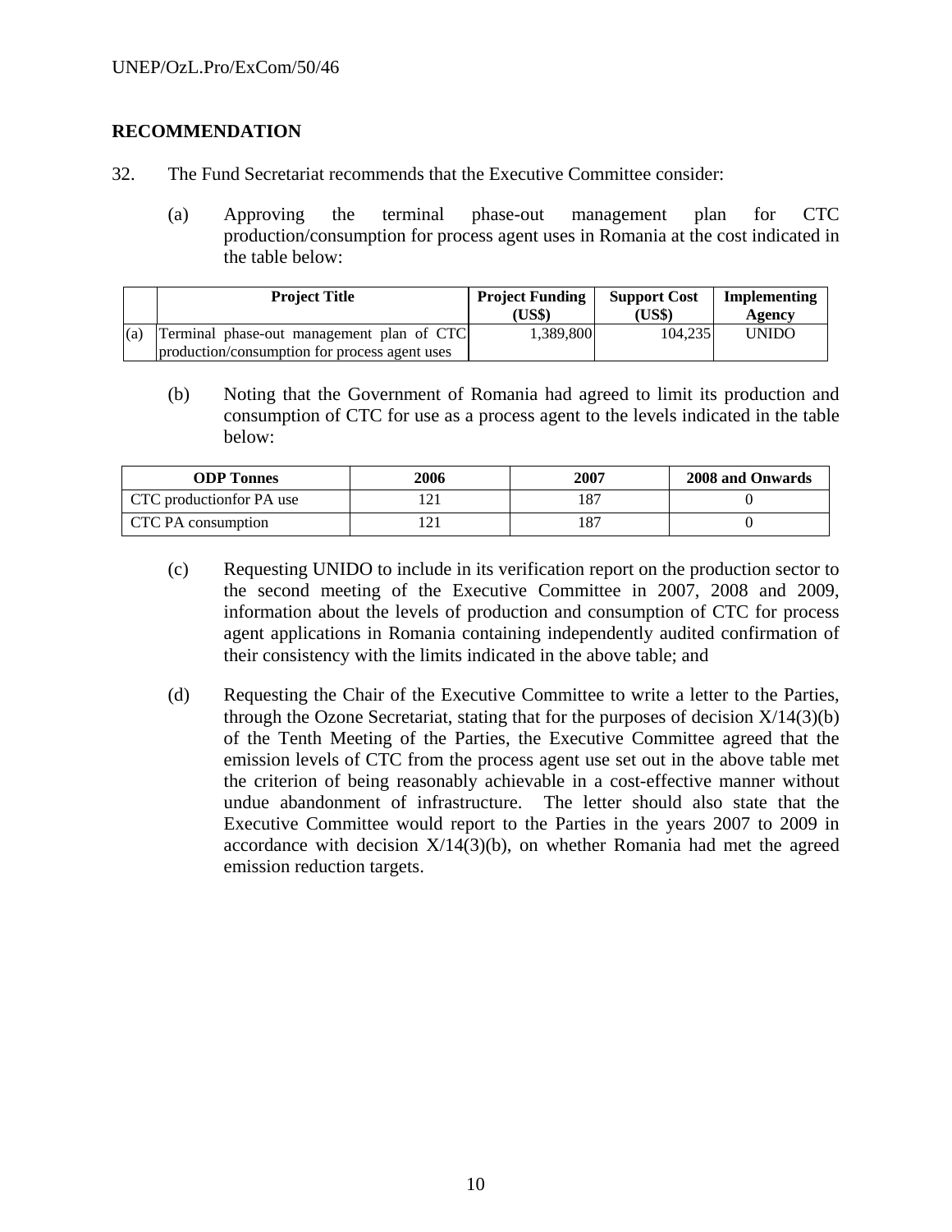## RECOMMENDATION

32. The Fund Secretariat recommends that the Executive Committee consider:

(a) Approving the terminal phase-out management plan for CTC production/consumption for process agent uses in Romania at the cost indicated in the table below:

| | Project Title | Project Funding (US$) | Support Cost (US$) | Implementing Agency |
|---|---|---|---|---|
| (a) | Terminal phase-out management plan of CTC production/consumption for process agent uses | 1,389,800 | 104,235 | UNIDO |

(b) Noting that the Government of Romania had agreed to limit its production and consumption of CTC for use as a process agent to the levels indicated in the table below:

| ODP Tonnes | 2006 | 2007 | 2008 and Onwards |
|---|---|---|---|
| CTC productionfor PA use | 121 | 187 | 0 |
| CTC PA consumption | 121 | 187 | 0 |

(c) Requesting UNIDO to include in its verification report on the production sector to the second meeting of the Executive Committee in 2007, 2008 and 2009, information about the levels of production and consumption of CTC for process agent applications in Romania containing independently audited confirmation of their consistency with the limits indicated in the above table; and

(d) Requesting the Chair of the Executive Committee to write a letter to the Parties, through the Ozone Secretariat, stating that for the purposes of decision X/14(3)(b) of the Tenth Meeting of the Parties, the Executive Committee agreed that the emission levels of CTC from the process agent use set out in the above table met the criterion of being reasonably achievable in a cost-effective manner without undue abandonment of infrastructure. The letter should also state that the Executive Committee would report to the Parties in the years 2007 to 2009 in accordance with decision X/14(3)(b), on whether Romania had met the agreed emission reduction targets.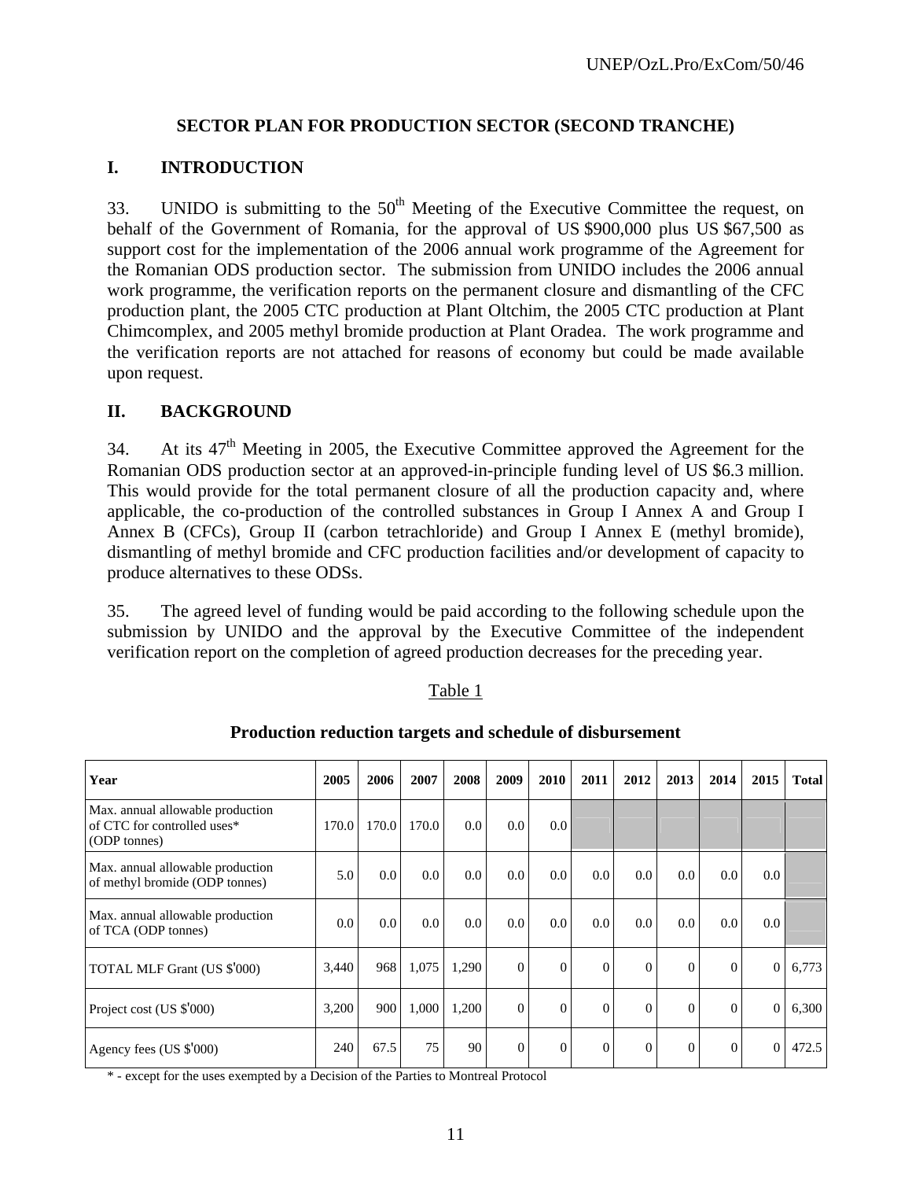## SECTOR PLAN FOR PRODUCTION SECTOR (SECOND TRANCHE)

## I. INTRODUCTION

33. UNIDO is submitting to the 50[th] Meeting of the Executive Committee the request, on behalf of the Government of Romania, for the approval of US $900,000 plus US $67,500 as support cost for the implementation of the 2006 annual work programme of the Agreement for the Romanian ODS production sector. The submission from UNIDO includes the 2006 annual work programme, the verification reports on the permanent closure and dismantling of the CFC production plant, the 2005 CTC production at Plant Oltchim, the 2005 CTC production at Plant Chimcomplex, and 2005 methyl bromide production at Plant Oradea. The work programme and the verification reports are not attached for reasons of economy but could be made available upon request.

## II. BACKGROUND

34. At its 47[th] Meeting in 2005, the Executive Committee approved the Agreement for the Romanian ODS production sector at an approved-in-principle funding level of US $6.3 million. This would provide for the total permanent closure of all the production capacity and, where applicable, the co-production of the controlled substances in Group I Annex A and Group I Annex B (CFCs), Group II (carbon tetrachloride) and Group I Annex E (methyl bromide), dismantling of methyl bromide and CFC production facilities and/or development of capacity to produce alternatives to these ODSs.

35. The agreed level of funding would be paid according to the following schedule upon the submission by UNIDO and the approval by the Executive Committee of the independent verification report on the completion of agreed production decreases for the preceding year.

Table 1

**Production reduction targets and schedule of disbursement**

| Year | 2005 | 2006 | 2007 | 2008 | 2009 | 2010 | 2011 | 2012 | 2013 | 2014 | 2015 | Total |
|---|---|---|---|---|---|---|---|---|---|---|---|---|
| Max. annual allowable production of CTC for controlled uses* (ODP tonnes) | 170.0 | 170.0 | 170.0 | 0.0 | 0.0 | 0.0 | | | | | | |
| Max. annual allowable production of methyl bromide (ODP tonnes) | 5.0 | 0.0 | 0.0 | 0.0 | 0.0 | 0.0 | 0.0 | 0.0 | 0.0 | 0.0 | 0.0 | |
| Max. annual allowable production of TCA (ODP tonnes) | 0.0 | 0.0 | 0.0 | 0.0 | 0.0 | 0.0 | 0.0 | 0.0 | 0.0 | 0.0 | 0.0 | |
| TOTAL MLF Grant (US $'000) | 3,440 | 968 | 1,075 | 1,290 | 0 | 0 | 0 | 0 | 0 | 0 | 0 | 6,773 |
| Project cost (US $'000) | 3,200 | 900 | 1,000 | 1,200 | 0 | 0 | 0 | 0 | 0 | 0 | 0 | 6,300 |
| Agency fees (US $'000) | 240 | 67.5 | 75 | 90 | 0 | 0 | 0 | 0 | 0 | 0 | 0 | 472.5 |

\* - except for the uses exempted by a Decision of the Parties to Montreal Protocol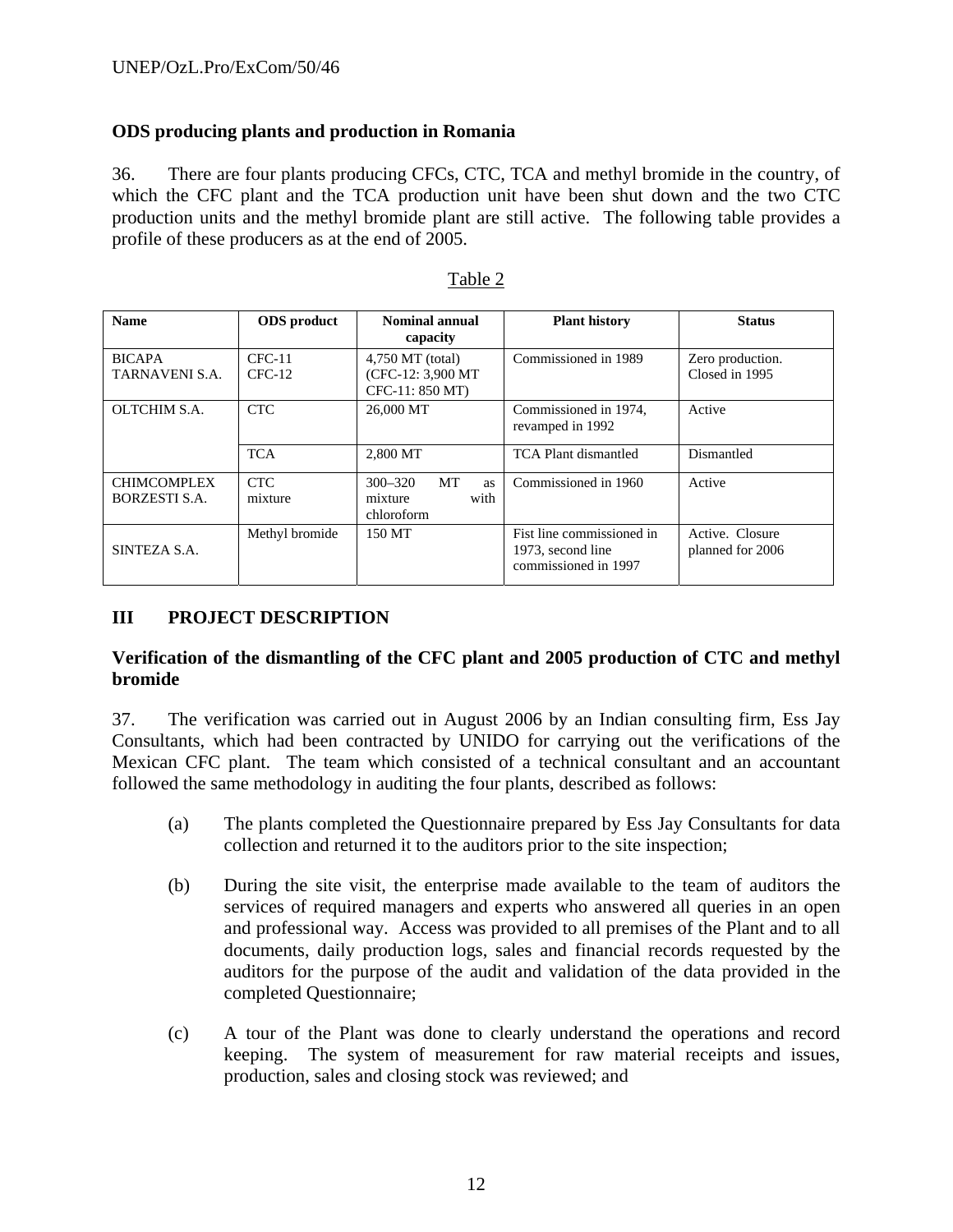## ODS producing plants and production in Romania

36. There are four plants producing CFCs, CTC, TCA and methyl bromide in the country, of which the CFC plant and the TCA production unit have been shut down and the two CTC production units and the methyl bromide plant are still active. The following table provides a profile of these producers as at the end of 2005.

Table 2

| Name | ODS product | Nominal annual capacity | Plant history | Status |
|---|---|---|---|---|
| BICAPA TARNAVENI S.A. | CFC-11<br>CFC-12 | 4,750 MT (total)<br>(CFC-12: 3,900 MT<br>CFC-11: 850 MT) | Commissioned in 1989 | Zero production. Closed in 1995 |
| OLTCHIM S.A. | CTC | 26,000 MT | Commissioned in 1974, revamped in 1992 | Active |
| | TCA | 2,800 MT | TCA Plant dismantled | Dismantled |
| CHIMCOMPLEX BORZESTI S.A. | CTC mixture | 300–320 MT as mixture with chloroform | Commissioned in 1960 | Active |
| SINTEZA S.A. | Methyl bromide | 150 MT | Fist line commissioned in 1973, second line commissioned in 1997 | Active. Closure planned for 2006 |

## III PROJECT DESCRIPTION

### Verification of the dismantling of the CFC plant and 2005 production of CTC and methyl bromide

37. The verification was carried out in August 2006 by an Indian consulting firm, Ess Jay Consultants, which had been contracted by UNIDO for carrying out the verifications of the Mexican CFC plant. The team which consisted of a technical consultant and an accountant followed the same methodology in auditing the four plants, described as follows:

(a) The plants completed the Questionnaire prepared by Ess Jay Consultants for data collection and returned it to the auditors prior to the site inspection;

(b) During the site visit, the enterprise made available to the team of auditors the services of required managers and experts who answered all queries in an open and professional way. Access was provided to all premises of the Plant and to all documents, daily production logs, sales and financial records requested by the auditors for the purpose of the audit and validation of the data provided in the completed Questionnaire;

(c) A tour of the Plant was done to clearly understand the operations and record keeping. The system of measurement for raw material receipts and issues, production, sales and closing stock was reviewed; and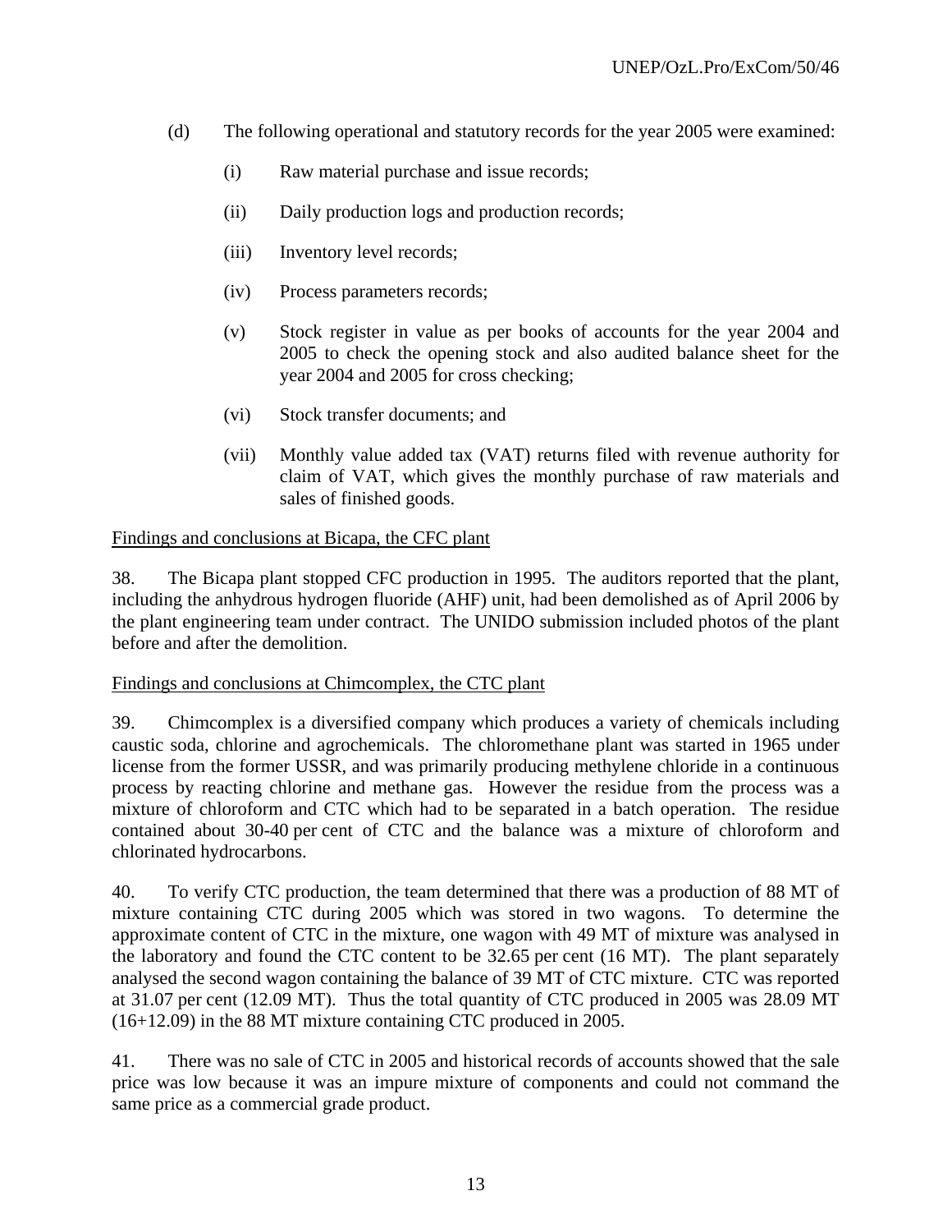(d) The following operational and statutory records for the year 2005 were examined:

(i) Raw material purchase and issue records;

(ii) Daily production logs and production records;

(iii) Inventory level records;

(iv) Process parameters records;

(v) Stock register in value as per books of accounts for the year 2004 and 2005 to check the opening stock and also audited balance sheet for the year 2004 and 2005 for cross checking;

(vi) Stock transfer documents; and

(vii) Monthly value added tax (VAT) returns filed with revenue authority for claim of VAT, which gives the monthly purchase of raw materials and sales of finished goods.

<u>Findings and conclusions at Bicapa, the CFC plant</u>

38. The Bicapa plant stopped CFC production in 1995. The auditors reported that the plant, including the anhydrous hydrogen fluoride (AHF) unit, had been demolished as of April 2006 by the plant engineering team under contract. The UNIDO submission included photos of the plant before and after the demolition.

<u>Findings and conclusions at Chimcomplex, the CTC plant</u>

39. Chimcomplex is a diversified company which produces a variety of chemicals including caustic soda, chlorine and agrochemicals. The chloromethane plant was started in 1965 under license from the former USSR, and was primarily producing methylene chloride in a continuous process by reacting chlorine and methane gas. However the residue from the process was a mixture of chloroform and CTC which had to be separated in a batch operation. The residue contained about 30-40 per cent of CTC and the balance was a mixture of chloroform and chlorinated hydrocarbons.

40. To verify CTC production, the team determined that there was a production of 88 MT of mixture containing CTC during 2005 which was stored in two wagons. To determine the approximate content of CTC in the mixture, one wagon with 49 MT of mixture was analysed in the laboratory and found the CTC content to be 32.65 per cent (16 MT). The plant separately analysed the second wagon containing the balance of 39 MT of CTC mixture. CTC was reported at 31.07 per cent (12.09 MT). Thus the total quantity of CTC produced in 2005 was 28.09 MT (16+12.09) in the 88 MT mixture containing CTC produced in 2005.

41. There was no sale of CTC in 2005 and historical records of accounts showed that the sale price was low because it was an impure mixture of components and could not command the same price as a commercial grade product.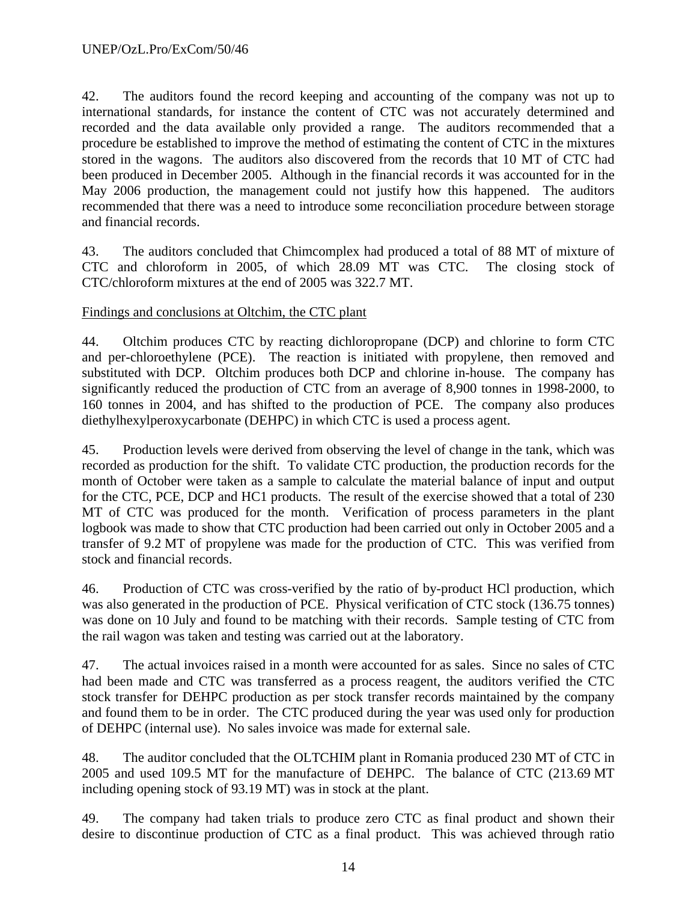42. The auditors found the record keeping and accounting of the company was not up to international standards, for instance the content of CTC was not accurately determined and recorded and the data available only provided a range. The auditors recommended that a procedure be established to improve the method of estimating the content of CTC in the mixtures stored in the wagons. The auditors also discovered from the records that 10 MT of CTC had been produced in December 2005. Although in the financial records it was accounted for in the May 2006 production, the management could not justify how this happened. The auditors recommended that there was a need to introduce some reconciliation procedure between storage and financial records.

43. The auditors concluded that Chimcomplex had produced a total of 88 MT of mixture of CTC and chloroform in 2005, of which 28.09 MT was CTC. The closing stock of CTC/chloroform mixtures at the end of 2005 was 322.7 MT.

Findings and conclusions at Oltchim, the CTC plant

44. Oltchim produces CTC by reacting dichloropropane (DCP) and chlorine to form CTC and per-chloroethylene (PCE). The reaction is initiated with propylene, then removed and substituted with DCP. Oltchim produces both DCP and chlorine in-house. The company has significantly reduced the production of CTC from an average of 8,900 tonnes in 1998-2000, to 160 tonnes in 2004, and has shifted to the production of PCE. The company also produces diethylhexylperoxycarbonate (DEHPC) in which CTC is used a process agent.

45. Production levels were derived from observing the level of change in the tank, which was recorded as production for the shift. To validate CTC production, the production records for the month of October were taken as a sample to calculate the material balance of input and output for the CTC, PCE, DCP and HC1 products. The result of the exercise showed that a total of 230 MT of CTC was produced for the month. Verification of process parameters in the plant logbook was made to show that CTC production had been carried out only in October 2005 and a transfer of 9.2 MT of propylene was made for the production of CTC. This was verified from stock and financial records.

46. Production of CTC was cross-verified by the ratio of by-product HCl production, which was also generated in the production of PCE. Physical verification of CTC stock (136.75 tonnes) was done on 10 July and found to be matching with their records. Sample testing of CTC from the rail wagon was taken and testing was carried out at the laboratory.

47. The actual invoices raised in a month were accounted for as sales. Since no sales of CTC had been made and CTC was transferred as a process reagent, the auditors verified the CTC stock transfer for DEHPC production as per stock transfer records maintained by the company and found them to be in order. The CTC produced during the year was used only for production of DEHPC (internal use). No sales invoice was made for external sale.

48. The auditor concluded that the OLTCHIM plant in Romania produced 230 MT of CTC in 2005 and used 109.5 MT for the manufacture of DEHPC. The balance of CTC (213.69 MT including opening stock of 93.19 MT) was in stock at the plant.

49. The company had taken trials to produce zero CTC as final product and shown their desire to discontinue production of CTC as a final product. This was achieved through ratio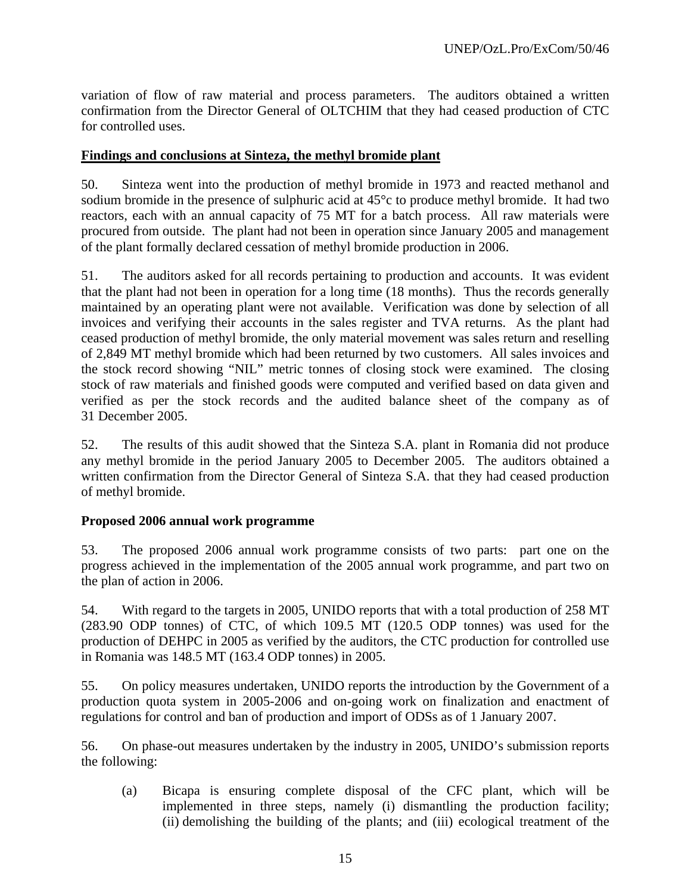variation of flow of raw material and process parameters. The auditors obtained a written confirmation from the Director General of OLTCHIM that they had ceased production of CTC for controlled uses.

**Findings and conclusions at Sinteza, the methyl bromide plant**

50. Sinteza went into the production of methyl bromide in 1973 and reacted methanol and sodium bromide in the presence of sulphuric acid at 45°c to produce methyl bromide. It had two reactors, each with an annual capacity of 75 MT for a batch process. All raw materials were procured from outside. The plant had not been in operation since January 2005 and management of the plant formally declared cessation of methyl bromide production in 2006.

51. The auditors asked for all records pertaining to production and accounts. It was evident that the plant had not been in operation for a long time (18 months). Thus the records generally maintained by an operating plant were not available. Verification was done by selection of all invoices and verifying their accounts in the sales register and TVA returns. As the plant had ceased production of methyl bromide, the only material movement was sales return and reselling of 2,849 MT methyl bromide which had been returned by two customers. All sales invoices and the stock record showing "NIL" metric tonnes of closing stock were examined. The closing stock of raw materials and finished goods were computed and verified based on data given and verified as per the stock records and the audited balance sheet of the company as of 31 December 2005.

52. The results of this audit showed that the Sinteza S.A. plant in Romania did not produce any methyl bromide in the period January 2005 to December 2005. The auditors obtained a written confirmation from the Director General of Sinteza S.A. that they had ceased production of methyl bromide.

**Proposed 2006 annual work programme**

53. The proposed 2006 annual work programme consists of two parts: part one on the progress achieved in the implementation of the 2005 annual work programme, and part two on the plan of action in 2006.

54. With regard to the targets in 2005, UNIDO reports that with a total production of 258 MT (283.90 ODP tonnes) of CTC, of which 109.5 MT (120.5 ODP tonnes) was used for the production of DEHPC in 2005 as verified by the auditors, the CTC production for controlled use in Romania was 148.5 MT (163.4 ODP tonnes) in 2005.

55. On policy measures undertaken, UNIDO reports the introduction by the Government of a production quota system in 2005-2006 and on-going work on finalization and enactment of regulations for control and ban of production and import of ODSs as of 1 January 2007.

56. On phase-out measures undertaken by the industry in 2005, UNIDO's submission reports the following:

(a) Bicapa is ensuring complete disposal of the CFC plant, which will be implemented in three steps, namely (i) dismantling the production facility; (ii) demolishing the building of the plants; and (iii) ecological treatment of the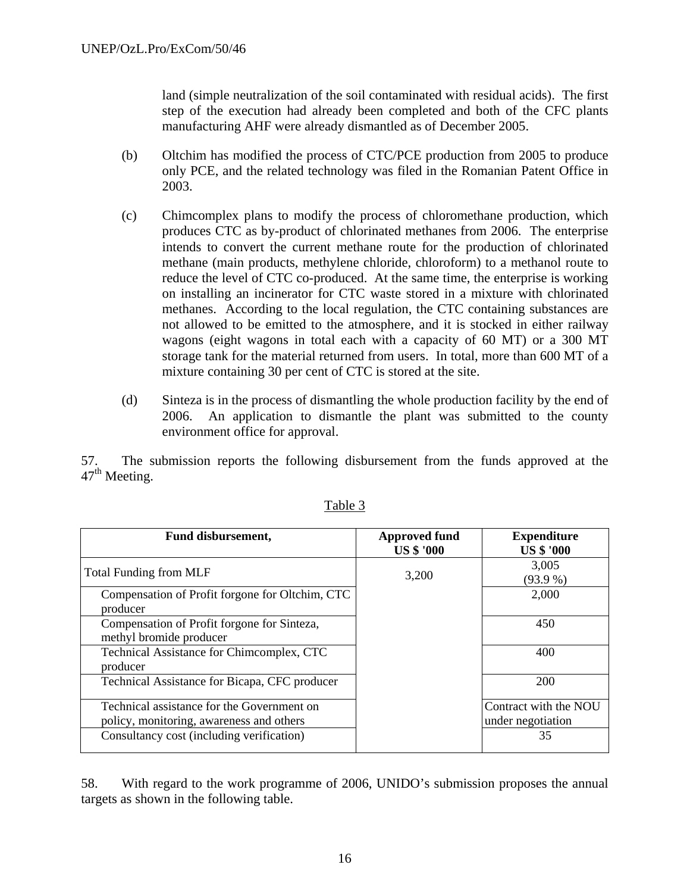land (simple neutralization of the soil contaminated with residual acids). The first step of the execution had already been completed and both of the CFC plants manufacturing AHF were already dismantled as of December 2005.

(b) Oltchim has modified the process of CTC/PCE production from 2005 to produce only PCE, and the related technology was filed in the Romanian Patent Office in 2003.

(c) Chimcomplex plans to modify the process of chloromethane production, which produces CTC as by-product of chlorinated methanes from 2006. The enterprise intends to convert the current methane route for the production of chlorinated methane (main products, methylene chloride, chloroform) to a methanol route to reduce the level of CTC co-produced. At the same time, the enterprise is working on installing an incinerator for CTC waste stored in a mixture with chlorinated methanes. According to the local regulation, the CTC containing substances are not allowed to be emitted to the atmosphere, and it is stocked in either railway wagons (eight wagons in total each with a capacity of 60 MT) or a 300 MT storage tank for the material returned from users. In total, more than 600 MT of a mixture containing 30 per cent of CTC is stored at the site.

(d) Sinteza is in the process of dismantling the whole production facility by the end of 2006. An application to dismantle the plant was submitted to the county environment office for approval.

57. The submission reports the following disbursement from the funds approved at the 47th Meeting.

Table 3

| Fund disbursement, | Approved fund US $ '000 | Expenditure US $ '000 |
|---|---|---|
| Total Funding from MLF | 3,200 | 3,005 (93.9 %) |
| Compensation of Profit forgone for Oltchim, CTC producer | | 2,000 |
| Compensation of Profit forgone for Sinteza, methyl bromide producer | | 450 |
| Technical Assistance for Chimcomplex, CTC producer | | 400 |
| Technical Assistance for Bicapa, CFC producer | | 200 |
| Technical assistance for the Government on policy, monitoring, awareness and others | | Contract with the NOU under negotiation |
| Consultancy cost (including verification) | | 35 |

58. With regard to the work programme of 2006, UNIDO's submission proposes the annual targets as shown in the following table.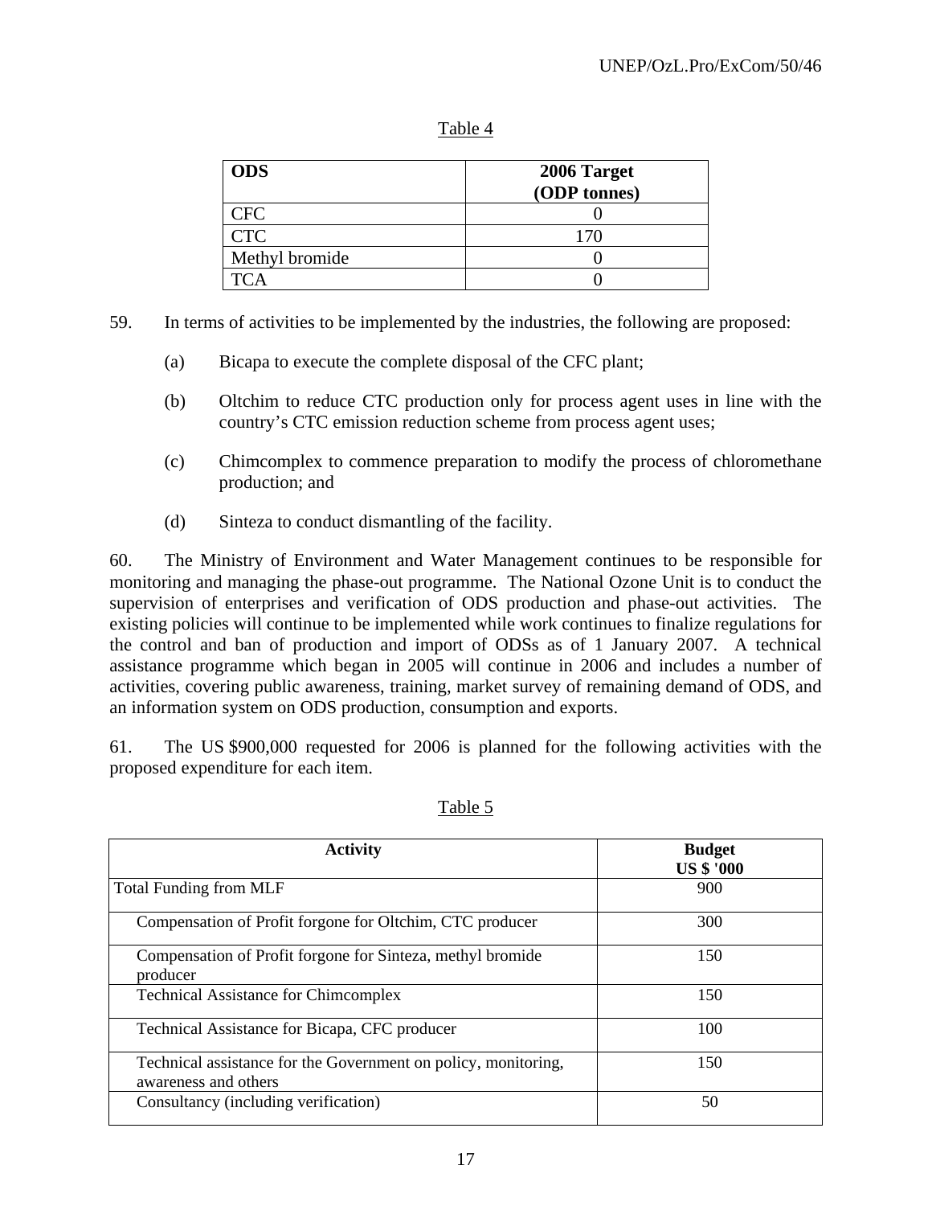Table 4

| ODS | 2006 Target (ODP tonnes) |
|---|---|
| CFC | 0 |
| CTC | 170 |
| Methyl bromide | 0 |
| TCA | 0 |

59. In terms of activities to be implemented by the industries, the following are proposed:

(a) Bicapa to execute the complete disposal of the CFC plant;

(b) Oltchim to reduce CTC production only for process agent uses in line with the country's CTC emission reduction scheme from process agent uses;

(c) Chimcomplex to commence preparation to modify the process of chloromethane production; and

(d) Sinteza to conduct dismantling of the facility.

60. The Ministry of Environment and Water Management continues to be responsible for monitoring and managing the phase-out programme. The National Ozone Unit is to conduct the supervision of enterprises and verification of ODS production and phase-out activities. The existing policies will continue to be implemented while work continues to finalize regulations for the control and ban of production and import of ODSs as of 1 January 2007. A technical assistance programme which began in 2005 will continue in 2006 and includes a number of activities, covering public awareness, training, market survey of remaining demand of ODS, and an information system on ODS production, consumption and exports.

61. The US $900,000 requested for 2006 is planned for the following activities with the proposed expenditure for each item.

Table 5

| Activity | Budget US $ '000 |
|---|---|
| Total Funding from MLF | 900 |
| Compensation of Profit forgone for Oltchim, CTC producer | 300 |
| Compensation of Profit forgone for Sinteza, methyl bromide producer | 150 |
| Technical Assistance for Chimcomplex | 150 |
| Technical Assistance for Bicapa, CFC producer | 100 |
| Technical assistance for the Government on policy, monitoring, awareness and others | 150 |
| Consultancy (including verification) | 50 |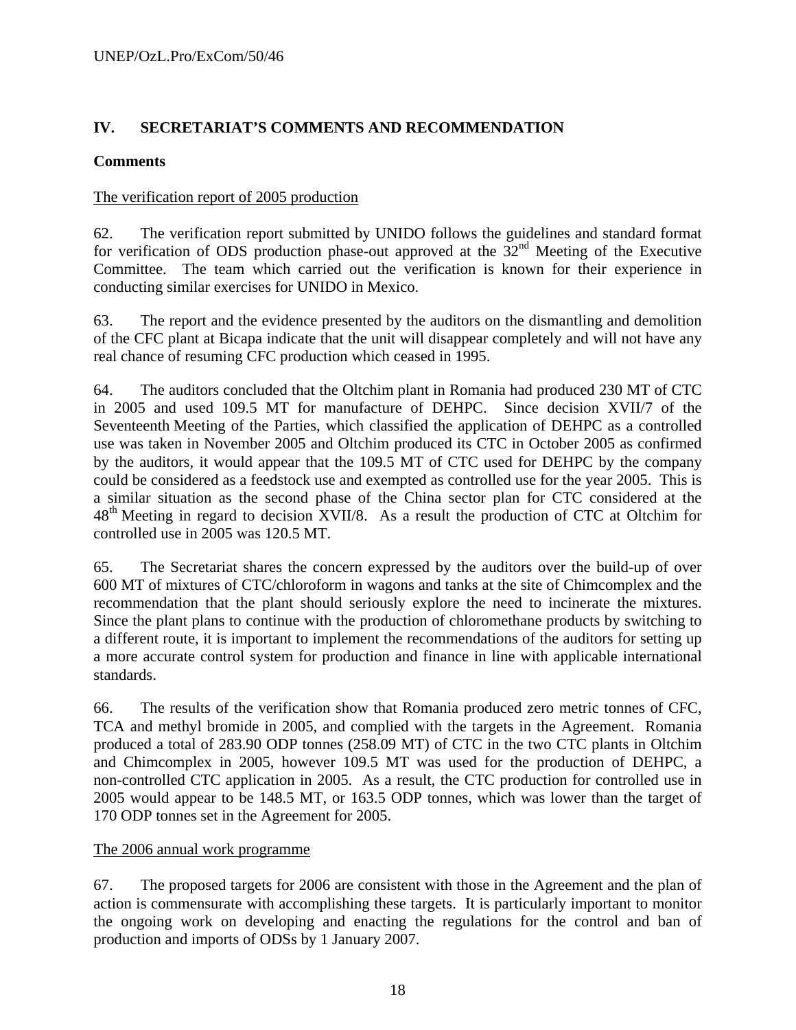## IV. SECRETARIAT'S COMMENTS AND RECOMMENDATION

### Comments

The verification report of 2005 production

62. The verification report submitted by UNIDO follows the guidelines and standard format for verification of ODS production phase-out approved at the 32nd Meeting of the Executive Committee. The team which carried out the verification is known for their experience in conducting similar exercises for UNIDO in Mexico.

63. The report and the evidence presented by the auditors on the dismantling and demolition of the CFC plant at Bicapa indicate that the unit will disappear completely and will not have any real chance of resuming CFC production which ceased in 1995.

64. The auditors concluded that the Oltchim plant in Romania had produced 230 MT of CTC in 2005 and used 109.5 MT for manufacture of DEHPC. Since decision XVII/7 of the Seventeenth Meeting of the Parties, which classified the application of DEHPC as a controlled use was taken in November 2005 and Oltchim produced its CTC in October 2005 as confirmed by the auditors, it would appear that the 109.5 MT of CTC used for DEHPC by the company could be considered as a feedstock use and exempted as controlled use for the year 2005. This is a similar situation as the second phase of the China sector plan for CTC considered at the 48th Meeting in regard to decision XVII/8. As a result the production of CTC at Oltchim for controlled use in 2005 was 120.5 MT.

65. The Secretariat shares the concern expressed by the auditors over the build-up of over 600 MT of mixtures of CTC/chloroform in wagons and tanks at the site of Chimcomplex and the recommendation that the plant should seriously explore the need to incinerate the mixtures. Since the plant plans to continue with the production of chloromethane products by switching to a different route, it is important to implement the recommendations of the auditors for setting up a more accurate control system for production and finance in line with applicable international standards.

66. The results of the verification show that Romania produced zero metric tonnes of CFC, TCA and methyl bromide in 2005, and complied with the targets in the Agreement. Romania produced a total of 283.90 ODP tonnes (258.09 MT) of CTC in the two CTC plants in Oltchim and Chimcomplex in 2005, however 109.5 MT was used for the production of DEHPC, a non-controlled CTC application in 2005. As a result, the CTC production for controlled use in 2005 would appear to be 148.5 MT, or 163.5 ODP tonnes, which was lower than the target of 170 ODP tonnes set in the Agreement for 2005.

The 2006 annual work programme

67. The proposed targets for 2006 are consistent with those in the Agreement and the plan of action is commensurate with accomplishing these targets. It is particularly important to monitor the ongoing work on developing and enacting the regulations for the control and ban of production and imports of ODSs by 1 January 2007.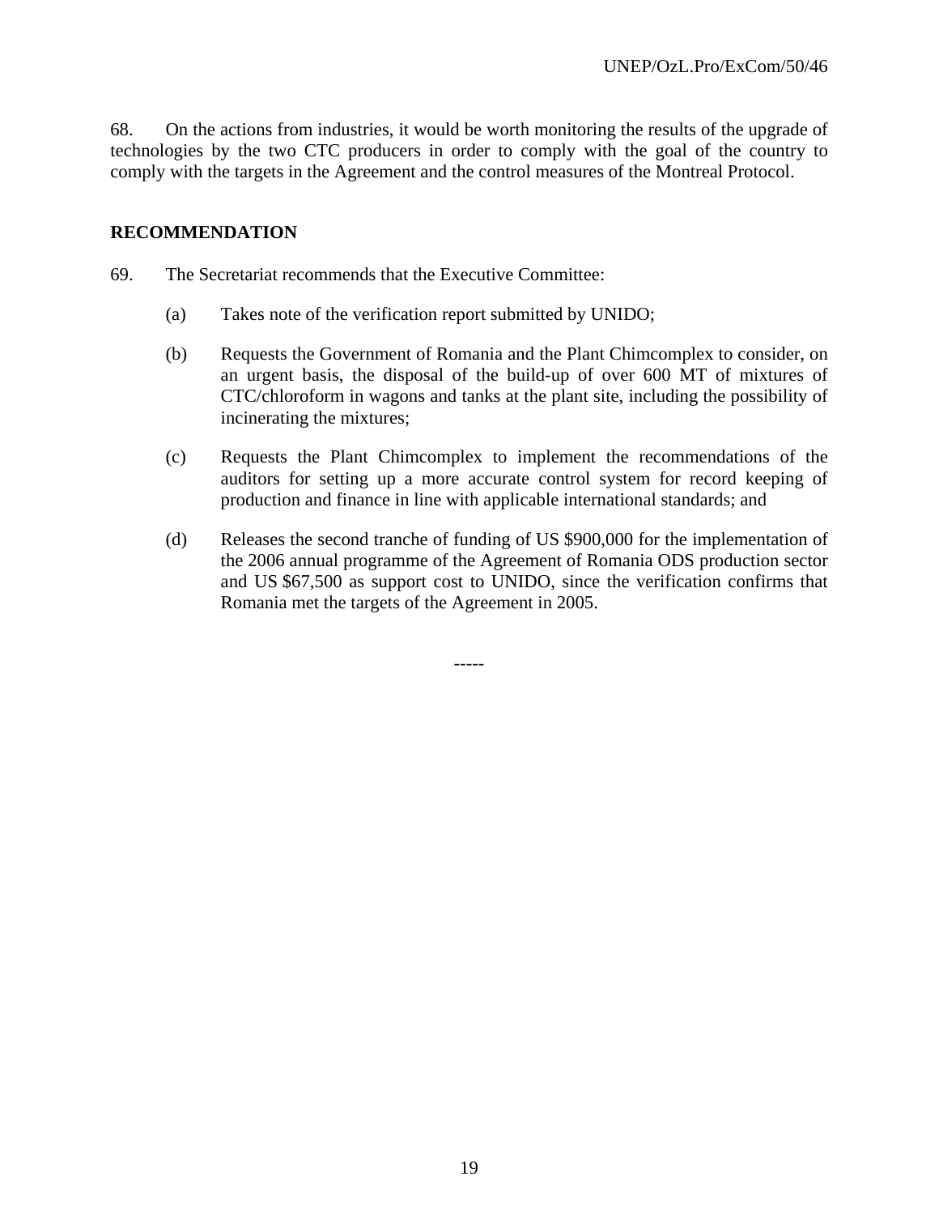68. On the actions from industries, it would be worth monitoring the results of the upgrade of technologies by the two CTC producers in order to comply with the goal of the country to comply with the targets in the Agreement and the control measures of the Montreal Protocol.

## RECOMMENDATION

69. The Secretariat recommends that the Executive Committee:

(a) Takes note of the verification report submitted by UNIDO;

(b) Requests the Government of Romania and the Plant Chimcomplex to consider, on an urgent basis, the disposal of the build-up of over 600 MT of mixtures of CTC/chloroform in wagons and tanks at the plant site, including the possibility of incinerating the mixtures;

(c) Requests the Plant Chimcomplex to implement the recommendations of the auditors for setting up a more accurate control system for record keeping of production and finance in line with applicable international standards; and

(d) Releases the second tranche of funding of US $900,000 for the implementation of the 2006 annual programme of the Agreement of Romania ODS production sector and US $67,500 as support cost to UNIDO, since the verification confirms that Romania met the targets of the Agreement in 2005.

-----